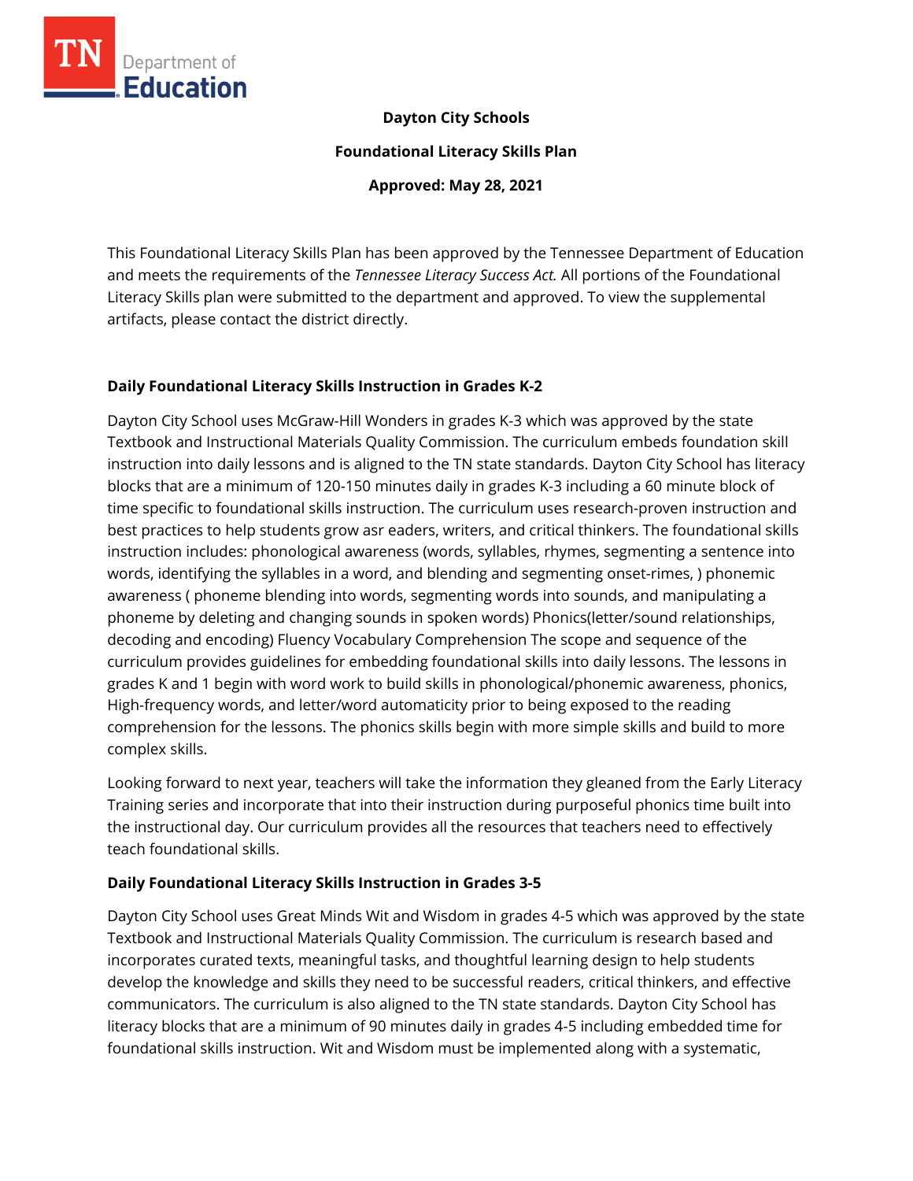**Dayton City Schools**

**Foundational Literacy Skills Plan**

**Approved: May 28, 2021**

This Foundational Literacy Skills Plan has been approved by the Tennessee Department of Education and meets the requirements of the *Tennessee Literacy Success Act.* All portions of the Foundational Literacy Skills plan were submitted to the department and approved. To view the supplemental artifacts, please contact the district directly.

## Daily Foundational Literacy Skills Instruction in Grades K-2

Dayton City School uses McGraw-Hill Wonders in grades K-3 which was approved by the state Textbook and Instructional Materials Quality Commission. The curriculum embeds foundation skill instruction into daily lessons and is aligned to the TN state standards. Dayton City School has literacy blocks that are a minimum of 120-150 minutes daily in grades K-3 including a 60 minute block of time specific to foundational skills instruction. The curriculum uses research-proven instruction and best practices to help students grow asr eaders, writers, and critical thinkers. The foundational skills instruction includes: phonological awareness (words, syllables, rhymes, segmenting a sentence into words, identifying the syllables in a word, and blending and segmenting onset-rimes, ) phonemic awareness ( phoneme blending into words, segmenting words into sounds, and manipulating a phoneme by deleting and changing sounds in spoken words) Phonics(letter/sound relationships, decoding and encoding) Fluency Vocabulary Comprehension The scope and sequence of the curriculum provides guidelines for embedding foundational skills into daily lessons. The lessons in grades K and 1 begin with word work to build skills in phonological/phonemic awareness, phonics, High-frequency words, and letter/word automaticity prior to being exposed to the reading comprehension for the lessons. The phonics skills begin with more simple skills and build to more complex skills.

Looking forward to next year, teachers will take the information they gleaned from the Early Literacy Training series and incorporate that into their instruction during purposeful phonics time built into the instructional day. Our curriculum provides all the resources that teachers need to effectively teach foundational skills.

## Daily Foundational Literacy Skills Instruction in Grades 3-5

Dayton City School uses Great Minds Wit and Wisdom in grades 4-5 which was approved by the state Textbook and Instructional Materials Quality Commission. The curriculum is research based and incorporates curated texts, meaningful tasks, and thoughtful learning design to help students develop the knowledge and skills they need to be successful readers, critical thinkers, and effective communicators. The curriculum is also aligned to the TN state standards. Dayton City School has literacy blocks that are a minimum of 90 minutes daily in grades 4-5 including embedded time for foundational skills instruction. Wit and Wisdom must be implemented along with a systematic,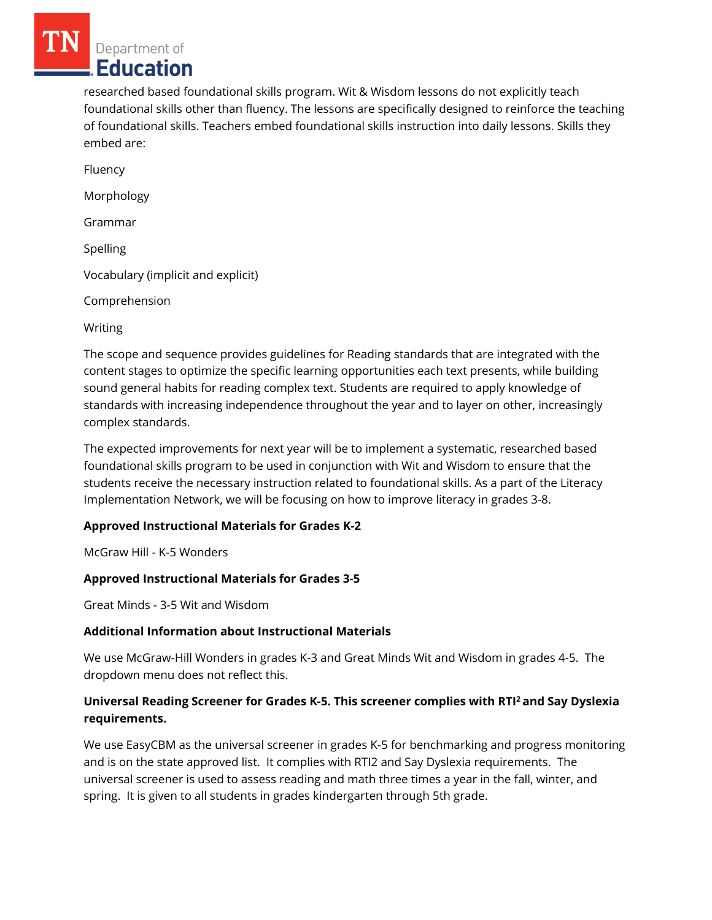researched based foundational skills program. Wit & Wisdom lessons do not explicitly teach foundational skills other than fluency. The lessons are specifically designed to reinforce the teaching of foundational skills. Teachers embed foundational skills instruction into daily lessons. Skills they embed are:

Fluency

Morphology

Grammar

Spelling

Vocabulary (implicit and explicit)

Comprehension

Writing

The scope and sequence provides guidelines for Reading standards that are integrated with the content stages to optimize the specific learning opportunities each text presents, while building sound general habits for reading complex text. Students are required to apply knowledge of standards with increasing independence throughout the year and to layer on other, increasingly complex standards.

The expected improvements for next year will be to implement a systematic, researched based foundational skills program to be used in conjunction with Wit and Wisdom to ensure that the students receive the necessary instruction related to foundational skills. As a part of the Literacy Implementation Network, we will be focusing on how to improve literacy in grades 3-8.

**Approved Instructional Materials for Grades K-2**

McGraw Hill - K-5 Wonders

**Approved Instructional Materials for Grades 3-5**

Great Minds - 3-5 Wit and Wisdom

**Additional Information about Instructional Materials**

We use McGraw-Hill Wonders in grades K-3 and Great Minds Wit and Wisdom in grades 4-5. The dropdown menu does not reflect this.

**Universal Reading Screener for Grades K-5. This screener complies with RTI² and Say Dyslexia requirements.**

We use EasyCBM as the universal screener in grades K-5 for benchmarking and progress monitoring and is on the state approved list. It complies with RTI2 and Say Dyslexia requirements. The universal screener is used to assess reading and math three times a year in the fall, winter, and spring. It is given to all students in grades kindergarten through 5th grade.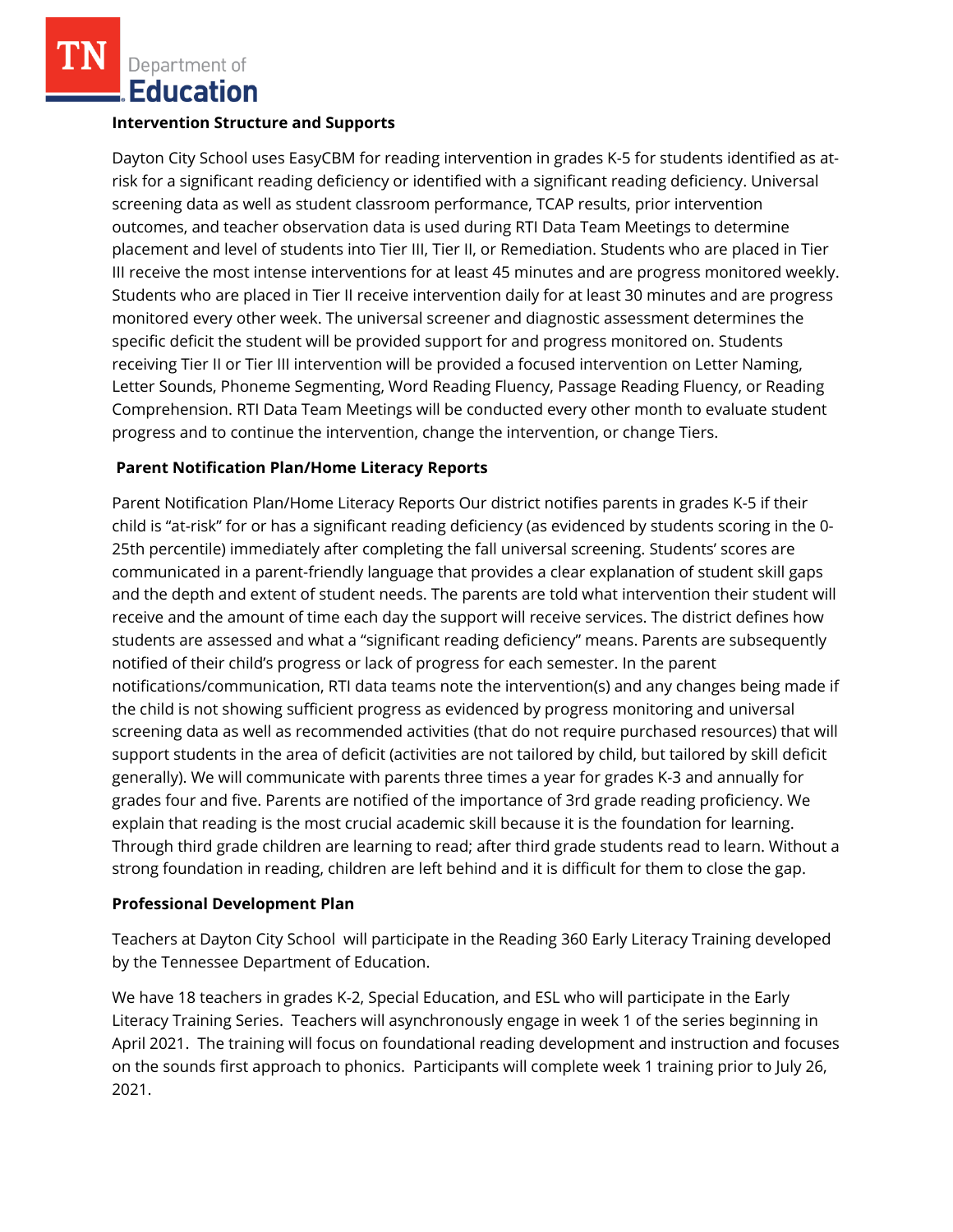## Intervention Structure and Supports

Dayton City School uses EasyCBM for reading intervention in grades K-5 for students identified as at-risk for a significant reading deficiency or identified with a significant reading deficiency. Universal screening data as well as student classroom performance, TCAP results, prior intervention outcomes, and teacher observation data is used during RTI Data Team Meetings to determine placement and level of students into Tier III, Tier II, or Remediation. Students who are placed in Tier III receive the most intense interventions for at least 45 minutes and are progress monitored weekly. Students who are placed in Tier II receive intervention daily for at least 30 minutes and are progress monitored every other week. The universal screener and diagnostic assessment determines the specific deficit the student will be provided support for and progress monitored on. Students receiving Tier II or Tier III intervention will be provided a focused intervention on Letter Naming, Letter Sounds, Phoneme Segmenting, Word Reading Fluency, Passage Reading Fluency, or Reading Comprehension. RTI Data Team Meetings will be conducted every other month to evaluate student progress and to continue the intervention, change the intervention, or change Tiers.

## Parent Notification Plan/Home Literacy Reports

Parent Notification Plan/Home Literacy Reports Our district notifies parents in grades K-5 if their child is "at-risk" for or has a significant reading deficiency (as evidenced by students scoring in the 0-25th percentile) immediately after completing the fall universal screening. Students' scores are communicated in a parent-friendly language that provides a clear explanation of student skill gaps and the depth and extent of student needs. The parents are told what intervention their student will receive and the amount of time each day the support will receive services. The district defines how students are assessed and what a "significant reading deficiency" means. Parents are subsequently notified of their child's progress or lack of progress for each semester. In the parent notifications/communication, RTI data teams note the intervention(s) and any changes being made if the child is not showing sufficient progress as evidenced by progress monitoring and universal screening data as well as recommended activities (that do not require purchased resources) that will support students in the area of deficit (activities are not tailored by child, but tailored by skill deficit generally). We will communicate with parents three times a year for grades K-3 and annually for grades four and five. Parents are notified of the importance of 3rd grade reading proficiency. We explain that reading is the most crucial academic skill because it is the foundation for learning. Through third grade children are learning to read; after third grade students read to learn. Without a strong foundation in reading, children are left behind and it is difficult for them to close the gap.

## Professional Development Plan

Teachers at Dayton City School will participate in the Reading 360 Early Literacy Training developed by the Tennessee Department of Education.

We have 18 teachers in grades K-2, Special Education, and ESL who will participate in the Early Literacy Training Series. Teachers will asynchronously engage in week 1 of the series beginning in April 2021. The training will focus on foundational reading development and instruction and focuses on the sounds first approach to phonics. Participants will complete week 1 training prior to July 26, 2021.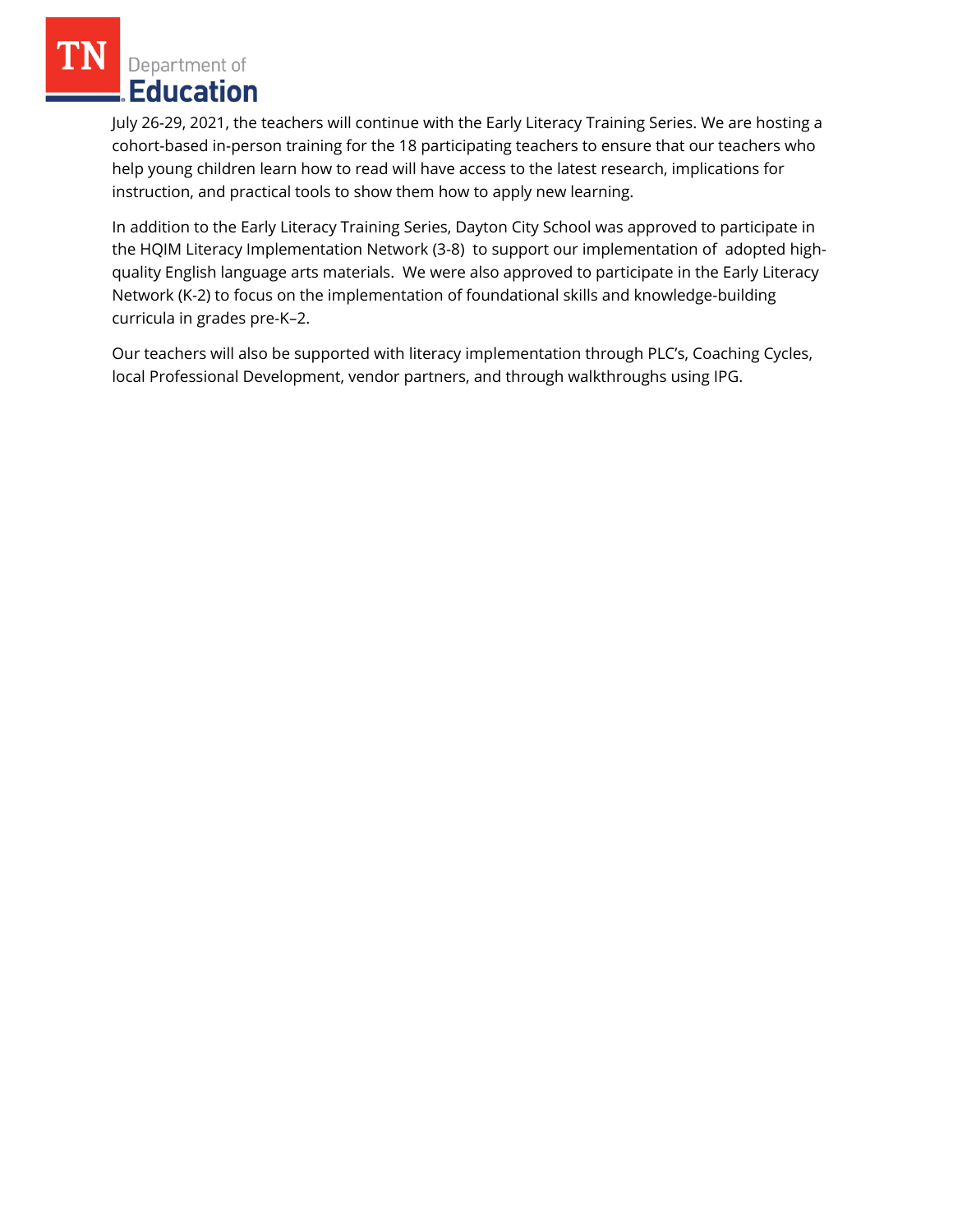July 26-29, 2021, the teachers will continue with the Early Literacy Training Series. We are hosting a cohort-based in-person training for the 18 participating teachers to ensure that our teachers who help young children learn how to read will have access to the latest research, implications for instruction, and practical tools to show them how to apply new learning.

In addition to the Early Literacy Training Series, Dayton City School was approved to participate in the HQIM Literacy Implementation Network (3-8) to support our implementation of adopted high-quality English language arts materials. We were also approved to participate in the Early Literacy Network (K-2) to focus on the implementation of foundational skills and knowledge-building curricula in grades pre-K–2.

Our teachers will also be supported with literacy implementation through PLC's, Coaching Cycles, local Professional Development, vendor partners, and through walkthroughs using IPG.